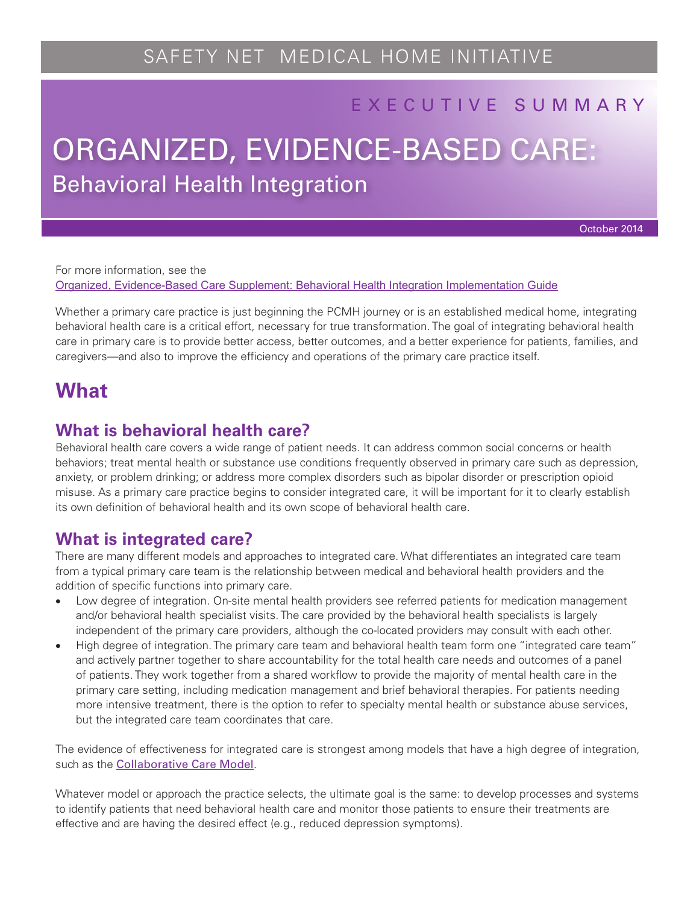SAFETY NET MEDICAL HOME INITIATIVE

EXECUTIVE SUMMARY

# ORGANIZED, EVIDENCE-BASED CARE: Behavioral Health Integration

October 2014

For more information, see the
[Organized, Evidence-Based Care Supplement: Behavioral Health Integration Implementation Guide]()

Whether a primary care practice is just beginning the PCMH journey or is an established medical home, integrating behavioral health care is a critical effort, necessary for true transformation. The goal of integrating behavioral health care in primary care is to provide better access, better outcomes, and a better experience for patients, families, and caregivers—and also to improve the efficiency and operations of the primary care practice itself.

## What

### What is behavioral health care?

Behavioral health care covers a wide range of patient needs. It can address common social concerns or health behaviors; treat mental health or substance use conditions frequently observed in primary care such as depression, anxiety, or problem drinking; or address more complex disorders such as bipolar disorder or prescription opioid misuse. As a primary care practice begins to consider integrated care, it will be important for it to clearly establish its own definition of behavioral health and its own scope of behavioral health care.

### What is integrated care?

There are many different models and approaches to integrated care. What differentiates an integrated care team from a typical primary care team is the relationship between medical and behavioral health providers and the addition of specific functions into primary care.

- Low degree of integration. On-site mental health providers see referred patients for medication management and/or behavioral health specialist visits. The care provided by the behavioral health specialists is largely independent of the primary care providers, although the co-located providers may consult with each other.
- High degree of integration. The primary care team and behavioral health team form one "integrated care team" and actively partner together to share accountability for the total health care needs and outcomes of a panel of patients. They work together from a shared workflow to provide the majority of mental health care in the primary care setting, including medication management and brief behavioral therapies. For patients needing more intensive treatment, there is the option to refer to specialty mental health or substance abuse services, but the integrated care team coordinates that care.

The evidence of effectiveness for integrated care is strongest among models that have a high degree of integration, such as the [Collaborative Care Model]().

Whatever model or approach the practice selects, the ultimate goal is the same: to develop processes and systems to identify patients that need behavioral health care and monitor those patients to ensure their treatments are effective and are having the desired effect (e.g., reduced depression symptoms).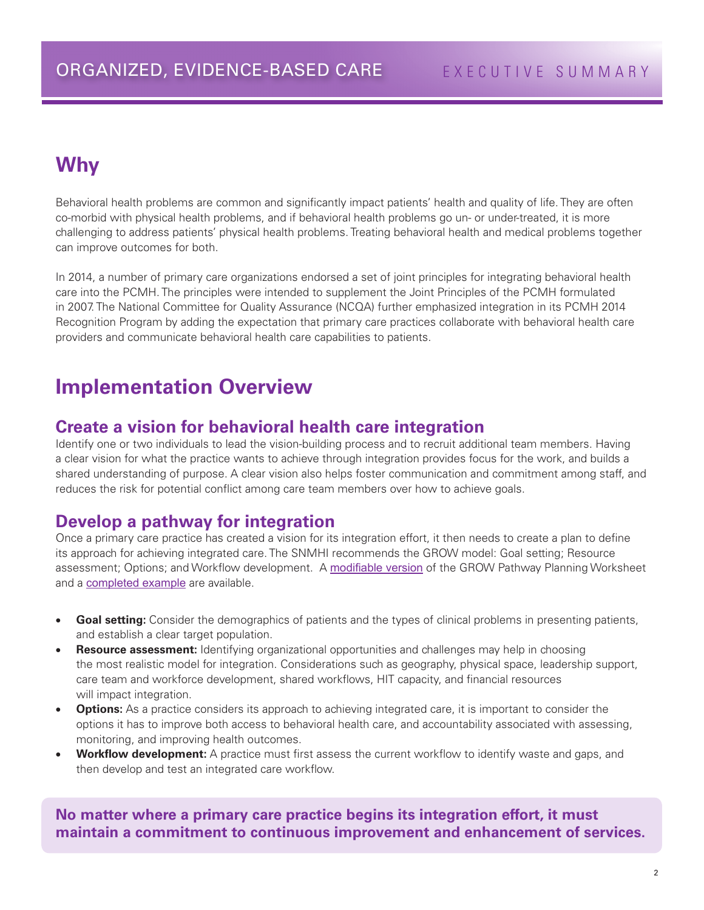## Why

Behavioral health problems are common and significantly impact patients' health and quality of life. They are often co-morbid with physical health problems, and if behavioral health problems go un- or under-treated, it is more challenging to address patients' physical health problems. Treating behavioral health and medical problems together can improve outcomes for both.

In 2014, a number of primary care organizations endorsed a set of joint principles for integrating behavioral health care into the PCMH. The principles were intended to supplement the Joint Principles of the PCMH formulated in 2007. The National Committee for Quality Assurance (NCQA) further emphasized integration in its PCMH 2014 Recognition Program by adding the expectation that primary care practices collaborate with behavioral health care providers and communicate behavioral health care capabilities to patients.

## Implementation Overview

### Create a vision for behavioral health care integration

Identify one or two individuals to lead the vision-building process and to recruit additional team members. Having a clear vision for what the practice wants to achieve through integration provides focus for the work, and builds a shared understanding of purpose. A clear vision also helps foster communication and commitment among staff, and reduces the risk for potential conflict among care team members over how to achieve goals.

### Develop a pathway for integration

Once a primary care practice has created a vision for its integration effort, it then needs to create a plan to define its approach for achieving integrated care. The SNMHI recommends the GROW model: Goal setting; Resource assessment; Options; and Workflow development. A modifiable version of the GROW Pathway Planning Worksheet and a completed example are available.

- **Goal setting:** Consider the demographics of patients and the types of clinical problems in presenting patients, and establish a clear target population.
- **Resource assessment:** Identifying organizational opportunities and challenges may help in choosing the most realistic model for integration. Considerations such as geography, physical space, leadership support, care team and workforce development, shared workflows, HIT capacity, and financial resources will impact integration.
- **Options:** As a practice considers its approach to achieving integrated care, it is important to consider the options it has to improve both access to behavioral health care, and accountability associated with assessing, monitoring, and improving health outcomes.
- **Workflow development:** A practice must first assess the current workflow to identify waste and gaps, and then develop and test an integrated care workflow.

**No matter where a primary care practice begins its integration effort, it must maintain a commitment to continuous improvement and enhancement of services.**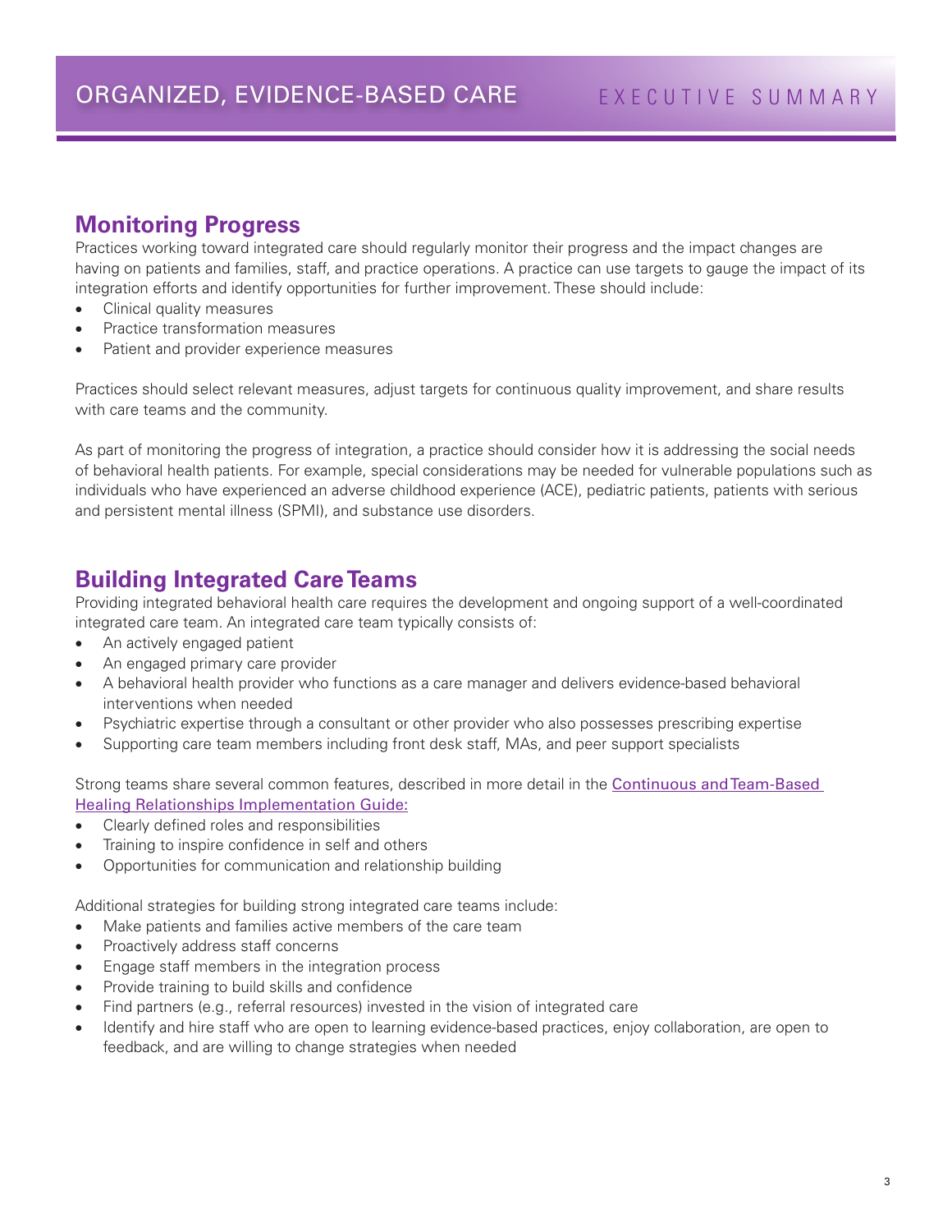## Monitoring Progress

Practices working toward integrated care should regularly monitor their progress and the impact changes are having on patients and families, staff, and practice operations. A practice can use targets to gauge the impact of its integration efforts and identify opportunities for further improvement. These should include:

- Clinical quality measures
- Practice transformation measures
- Patient and provider experience measures

Practices should select relevant measures, adjust targets for continuous quality improvement, and share results with care teams and the community.

As part of monitoring the progress of integration, a practice should consider how it is addressing the social needs of behavioral health patients. For example, special considerations may be needed for vulnerable populations such as individuals who have experienced an adverse childhood experience (ACE), pediatric patients, patients with serious and persistent mental illness (SPMI), and substance use disorders.

## Building Integrated Care Teams

Providing integrated behavioral health care requires the development and ongoing support of a well-coordinated integrated care team. An integrated care team typically consists of:

- An actively engaged patient
- An engaged primary care provider
- A behavioral health provider who functions as a care manager and delivers evidence-based behavioral interventions when needed
- Psychiatric expertise through a consultant or other provider who also possesses prescribing expertise
- Supporting care team members including front desk staff, MAs, and peer support specialists

Strong teams share several common features, described in more detail in the Continuous and Team-Based Healing Relationships Implementation Guide:

- Clearly defined roles and responsibilities
- Training to inspire confidence in self and others
- Opportunities for communication and relationship building

Additional strategies for building strong integrated care teams include:

- Make patients and families active members of the care team
- Proactively address staff concerns
- Engage staff members in the integration process
- Provide training to build skills and confidence
- Find partners (e.g., referral resources) invested in the vision of integrated care
- Identify and hire staff who are open to learning evidence-based practices, enjoy collaboration, are open to feedback, and are willing to change strategies when needed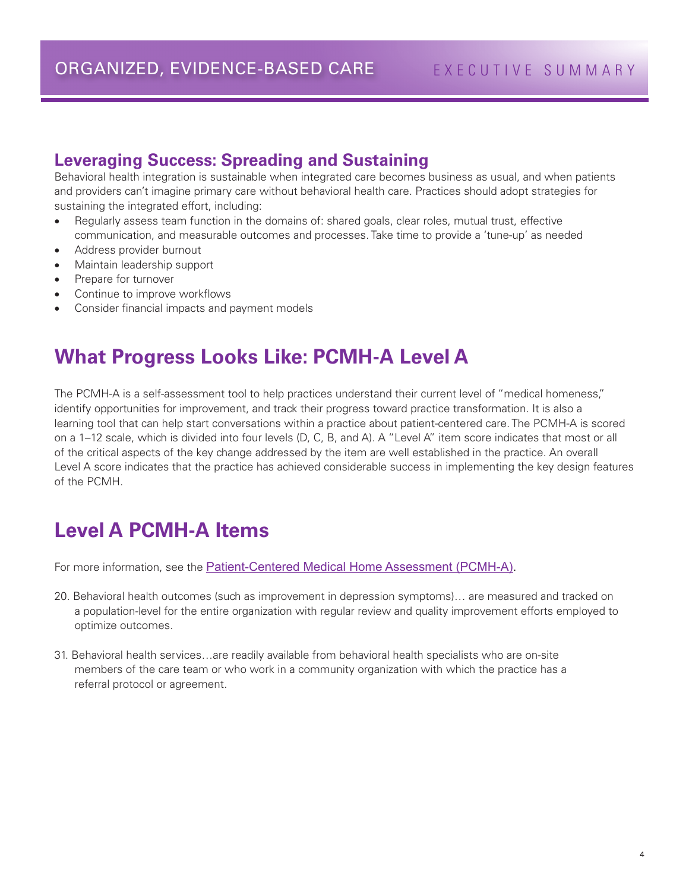## Leveraging Success: Spreading and Sustaining

Behavioral health integration is sustainable when integrated care becomes business as usual, and when patients and providers can't imagine primary care without behavioral health care. Practices should adopt strategies for sustaining the integrated effort, including:

- Regularly assess team function in the domains of: shared goals, clear roles, mutual trust, effective communication, and measurable outcomes and processes. Take time to provide a 'tune-up' as needed
- Address provider burnout
- Maintain leadership support
- Prepare for turnover
- Continue to improve workflows
- Consider financial impacts and payment models

# What Progress Looks Like: PCMH-A Level A

The PCMH-A is a self-assessment tool to help practices understand their current level of "medical homeness," identify opportunities for improvement, and track their progress toward practice transformation. It is also a learning tool that can help start conversations within a practice about patient-centered care. The PCMH-A is scored on a 1–12 scale, which is divided into four levels (D, C, B, and A). A "Level A" item score indicates that most or all of the critical aspects of the key change addressed by the item are well established in the practice. An overall Level A score indicates that the practice has achieved considerable success in implementing the key design features of the PCMH.

# Level A PCMH-A Items

For more information, see the Patient-Centered Medical Home Assessment (PCMH-A).

20. Behavioral health outcomes (such as improvement in depression symptoms)… are measured and tracked on a population-level for the entire organization with regular review and quality improvement efforts employed to optimize outcomes.

31. Behavioral health services…are readily available from behavioral health specialists who are on-site members of the care team or who work in a community organization with which the practice has a referral protocol or agreement.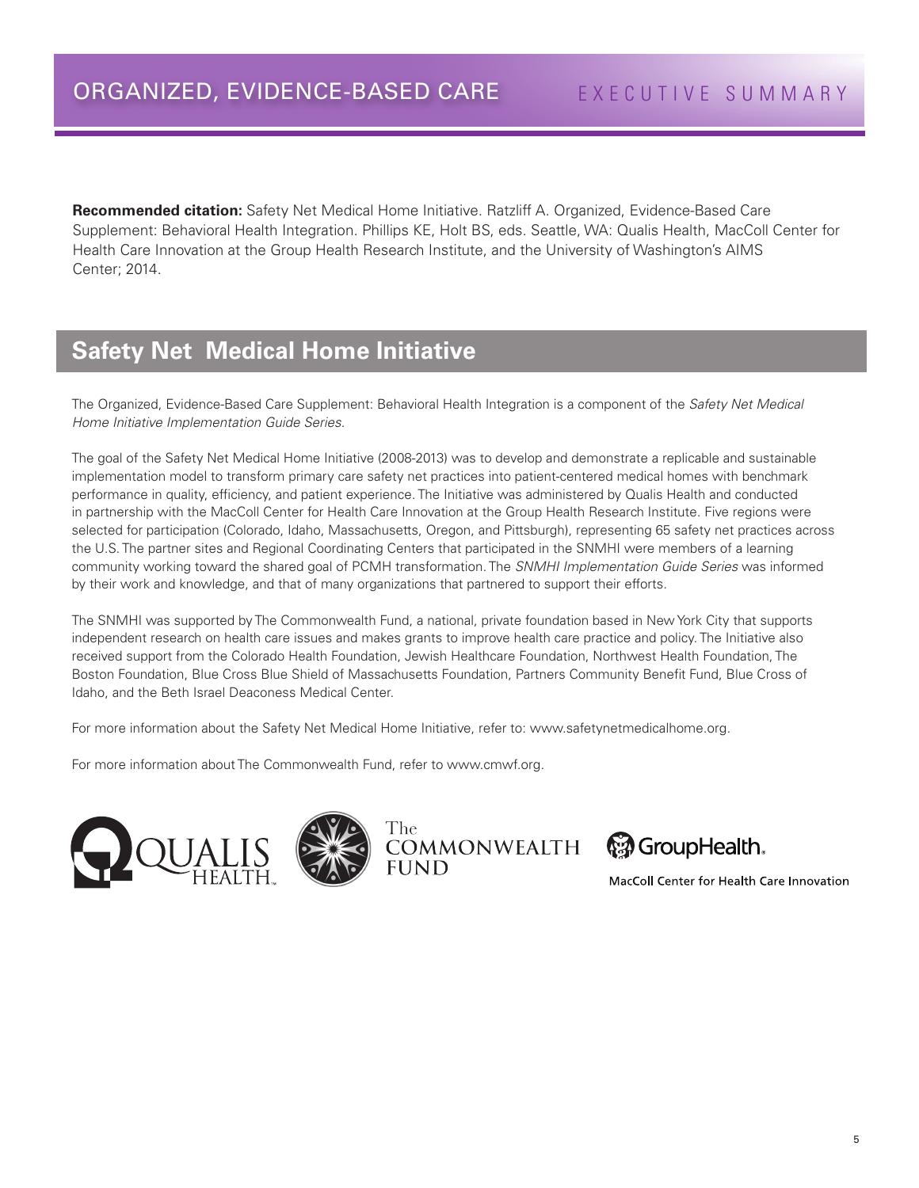**Recommended citation:** Safety Net Medical Home Initiative. Ratzliff A. Organized, Evidence-Based Care Supplement: Behavioral Health Integration. Phillips KE, Holt BS, eds. Seattle, WA: Qualis Health, MacColl Center for Health Care Innovation at the Group Health Research Institute, and the University of Washington's AIMS Center; 2014.

## Safety Net Medical Home Initiative

The Organized, Evidence-Based Care Supplement: Behavioral Health Integration is a component of the *Safety Net Medical Home Initiative Implementation Guide Series*.

The goal of the Safety Net Medical Home Initiative (2008-2013) was to develop and demonstrate a replicable and sustainable implementation model to transform primary care safety net practices into patient-centered medical homes with benchmark performance in quality, efficiency, and patient experience. The Initiative was administered by Qualis Health and conducted in partnership with the MacColl Center for Health Care Innovation at the Group Health Research Institute. Five regions were selected for participation (Colorado, Idaho, Massachusetts, Oregon, and Pittsburgh), representing 65 safety net practices across the U.S. The partner sites and Regional Coordinating Centers that participated in the SNMHI were members of a learning community working toward the shared goal of PCMH transformation. The *SNMHI Implementation Guide Series* was informed by their work and knowledge, and that of many organizations that partnered to support their efforts.

The SNMHI was supported by The Commonwealth Fund, a national, private foundation based in New York City that supports independent research on health care issues and makes grants to improve health care practice and policy. The Initiative also received support from the Colorado Health Foundation, Jewish Healthcare Foundation, Northwest Health Foundation, The Boston Foundation, Blue Cross Blue Shield of Massachusetts Foundation, Partners Community Benefit Fund, Blue Cross of Idaho, and the Beth Israel Deaconess Medical Center.

For more information about the Safety Net Medical Home Initiative, refer to: www.safetynetmedicalhome.org.

For more information about The Commonwealth Fund, refer to www.cmwf.org.

QUALIS HEALTH

The COMMONWEALTH FUND

GroupHealth.

MacColl Center for Health Care Innovation